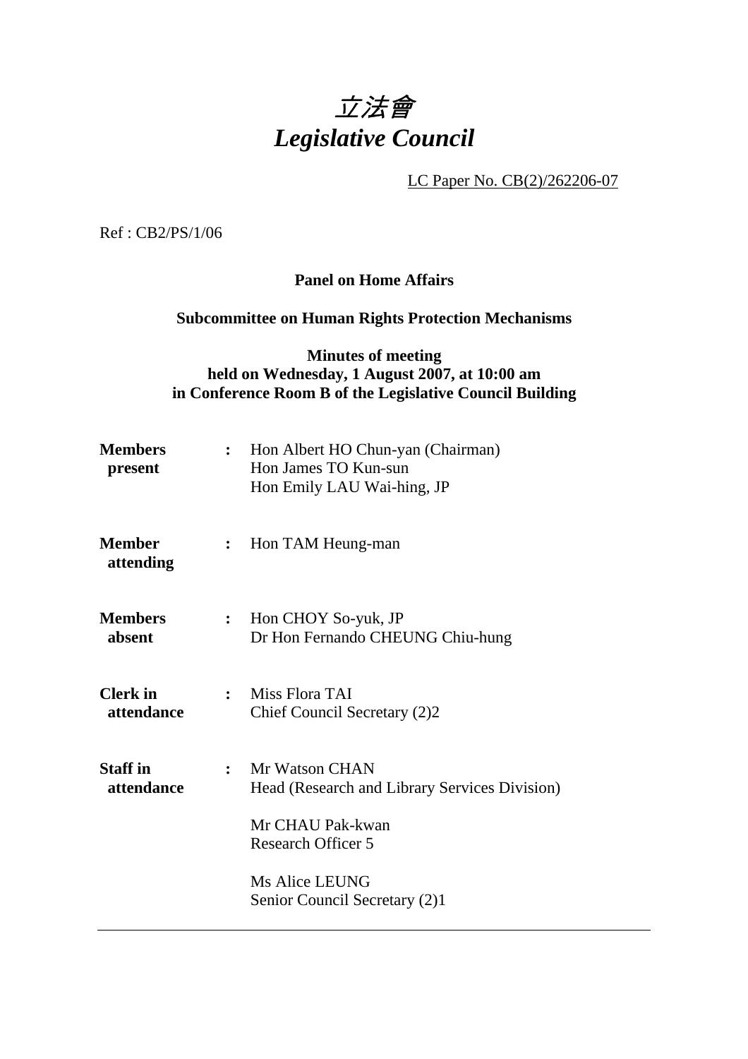# *立法會*
# *Legislative Council*

LC Paper No. CB(2)/262206-07

Ref : CB2/PS/1/06

**Panel on Home Affairs**

**Subcommittee on Human Rights Protection Mechanisms**

**Minutes of meeting**
**held on Wednesday, 1 August 2007, at 10:00 am**
**in Conference Room B of the Legislative Council Building**

| | | |
|---|---|---|
| **Members present** | : | Hon Albert HO Chun-yan (Chairman)<br>Hon James TO Kun-sun<br>Hon Emily LAU Wai-hing, JP |
| **Member attending** | : | Hon TAM Heung-man |
| **Members absent** | : | Hon CHOY So-yuk, JP<br>Dr Hon Fernando CHEUNG Chiu-hung |
| **Clerk in attendance** | : | Miss Flora TAI<br>Chief Council Secretary (2)2 |
| **Staff in attendance** | : | Mr Watson CHAN<br>Head (Research and Library Services Division)<br><br>Mr CHAU Pak-kwan<br>Research Officer 5<br><br>Ms Alice LEUNG<br>Senior Council Secretary (2)1 |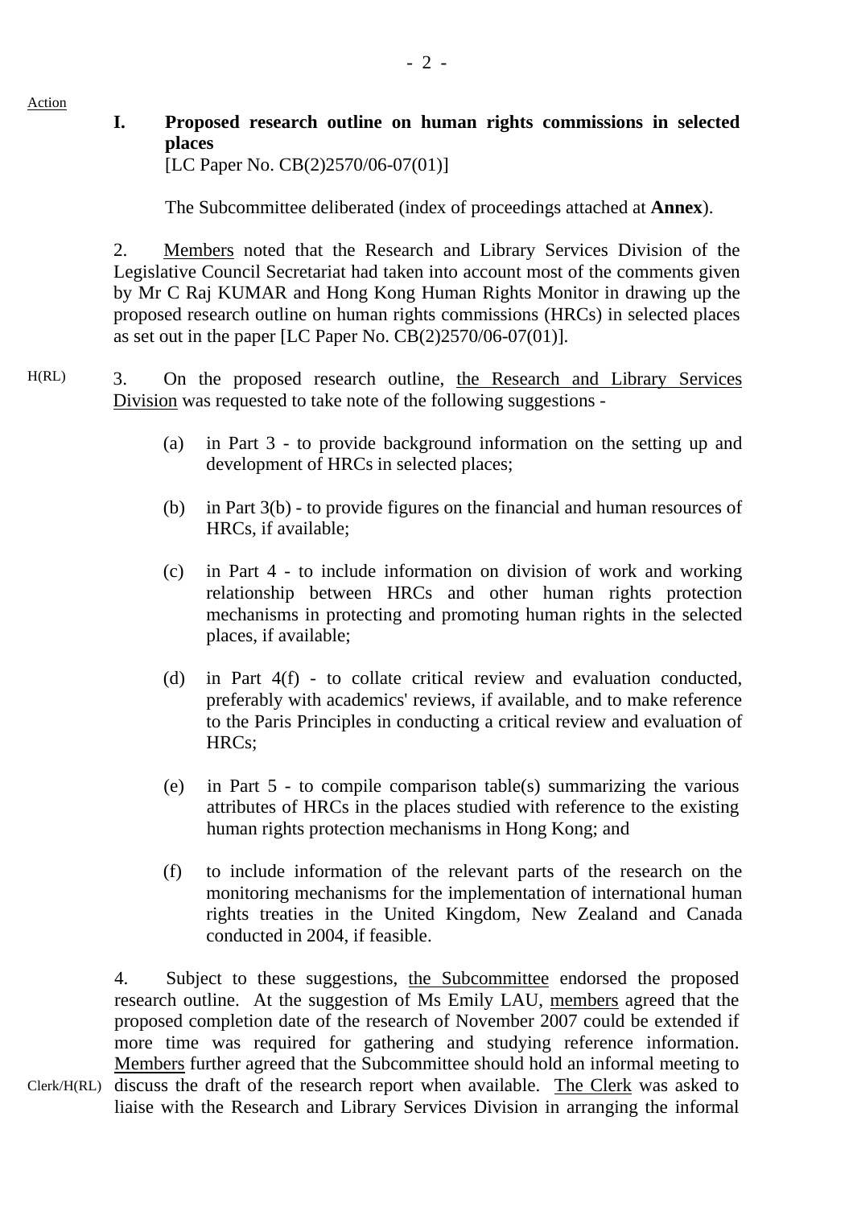Action

**I. Proposed research outline on human rights commissions in selected places**
[LC Paper No. CB(2)2570/06-07(01)]

The Subcommittee deliberated (index of proceedings attached at **Annex**).

2. Members noted that the Research and Library Services Division of the Legislative Council Secretariat had taken into account most of the comments given by Mr C Raj KUMAR and Hong Kong Human Rights Monitor in drawing up the proposed research outline on human rights commissions (HRCs) in selected places as set out in the paper [LC Paper No. CB(2)2570/06-07(01)].

H(RL)

3. On the proposed research outline, the Research and Library Services Division was requested to take note of the following suggestions -

(a) in Part 3 - to provide background information on the setting up and development of HRCs in selected places;

(b) in Part 3(b) - to provide figures on the financial and human resources of HRCs, if available;

(c) in Part 4 - to include information on division of work and working relationship between HRCs and other human rights protection mechanisms in protecting and promoting human rights in the selected places, if available;

(d) in Part 4(f) - to collate critical review and evaluation conducted, preferably with academics' reviews, if available, and to make reference to the Paris Principles in conducting a critical review and evaluation of HRCs;

(e) in Part 5 - to compile comparison table(s) summarizing the various attributes of HRCs in the places studied with reference to the existing human rights protection mechanisms in Hong Kong; and

(f) to include information of the relevant parts of the research on the monitoring mechanisms for the implementation of international human rights treaties in the United Kingdom, New Zealand and Canada conducted in 2004, if feasible.

4. Subject to these suggestions, the Subcommittee endorsed the proposed research outline. At the suggestion of Ms Emily LAU, members agreed that the proposed completion date of the research of November 2007 could be extended if more time was required for gathering and studying reference information. Members further agreed that the Subcommittee should hold an informal meeting to discuss the draft of the research report when available. The Clerk was asked to liaise with the Research and Library Services Division in arranging the informal

Clerk/H(RL)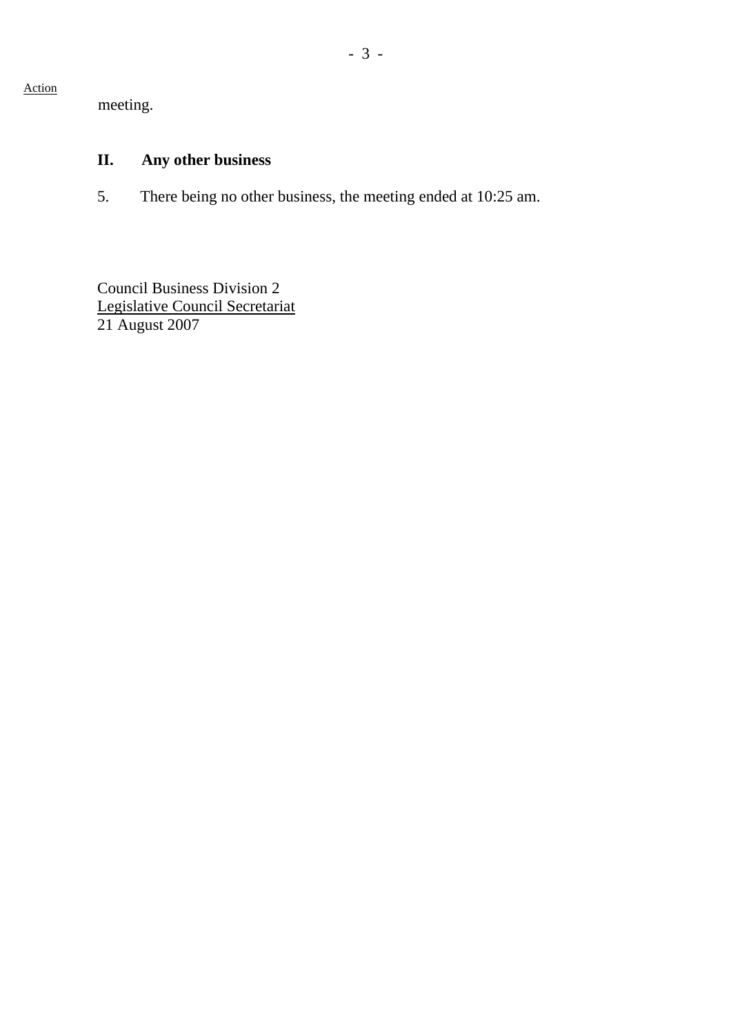Action

meeting.

## II. Any other business

5. There being no other business, the meeting ended at 10:25 am.

Council Business Division 2
Legislative Council Secretariat
21 August 2007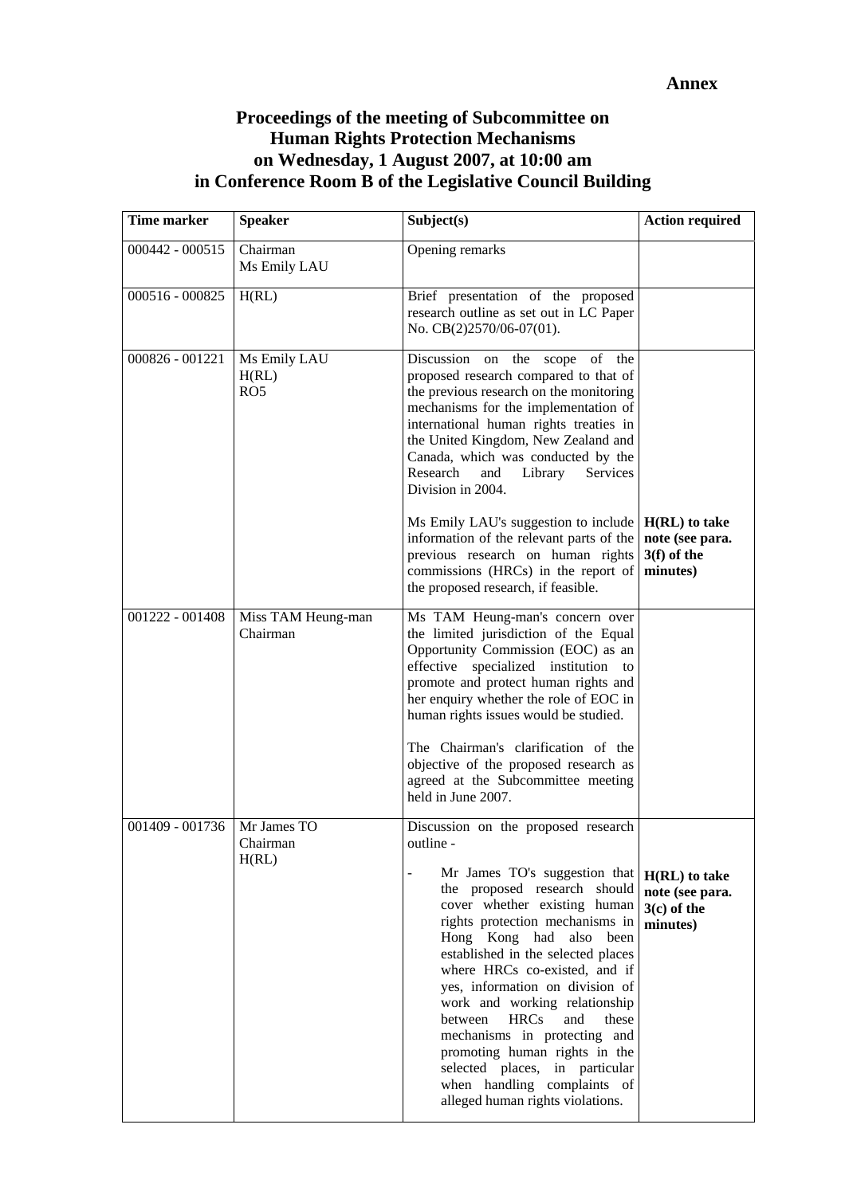**Annex**

# Proceedings of the meeting of Subcommittee on Human Rights Protection Mechanisms on Wednesday, 1 August 2007, at 10:00 am in Conference Room B of the Legislative Council Building

| Time marker | Speaker | Subject(s) | Action required |
|---|---|---|---|
| 000442 - 000515 | Chairman<br>Ms Emily LAU | Opening remarks | |
| 000516 - 000825 | H(RL) | Brief presentation of the proposed research outline as set out in LC Paper No. CB(2)2570/06-07(01). | |
| 000826 - 001221 | Ms Emily LAU<br>H(RL)<br>RO5 | Discussion on the scope of the proposed research compared to that of the previous research on the monitoring mechanisms for the implementation of international human rights treaties in the United Kingdom, New Zealand and Canada, which was conducted by the Research and Library Services Division in 2004.<br><br>Ms Emily LAU's suggestion to include information of the relevant parts of the previous research on human rights commissions (HRCs) in the report of the proposed research, if feasible. | <br><br><br><br><br><br><br><br>**H(RL) to take note (see para. 3(f) of the minutes)** |
| 001222 - 001408 | Miss TAM Heung-man<br>Chairman | Ms TAM Heung-man's concern over the limited jurisdiction of the Equal Opportunity Commission (EOC) as an effective specialized institution to promote and protect human rights and her enquiry whether the role of EOC in human rights issues would be studied.<br><br>The Chairman's clarification of the objective of the proposed research as agreed at the Subcommittee meeting held in June 2007. | |
| 001409 - 001736 | Mr James TO<br>Chairman<br>H(RL) | Discussion on the proposed research outline -<br><br>- Mr James TO's suggestion that the proposed research should cover whether existing human rights protection mechanisms in Hong Kong had also been established in the selected places where HRCs co-existed, and if yes, information on division of work and working relationship between HRCs and these mechanisms in protecting and promoting human rights in the selected places, in particular when handling complaints of alleged human rights violations. | <br><br>**H(RL) to take note (see para. 3(c) of the minutes)** |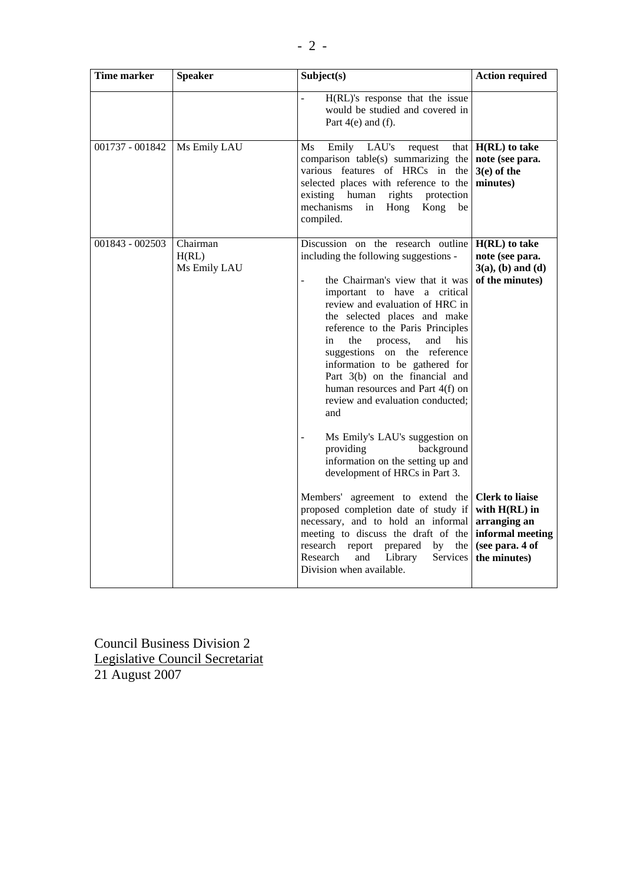| Time marker | Speaker | Subject(s) | Action required |
|---|---|---|---|
| | | - H(RL)'s response that the issue would be studied and covered in Part 4(e) and (f). | |
| 001737 - 001842 | Ms Emily LAU | Ms Emily LAU's request that comparison table(s) summarizing the various features of HRCs in the selected places with reference to the existing human rights protection mechanisms in Hong Kong be compiled. | **H(RL) to take note (see para. 3(e) of the minutes)** |
| 001843 - 002503 | Chairman<br>H(RL)<br>Ms Emily LAU | Discussion on the research outline including the following suggestions -<br><br>- the Chairman's view that it was important to have a critical review and evaluation of HRC in the selected places and make reference to the Paris Principles in the process, and his suggestions on the reference information to be gathered for Part 3(b) on the financial and human resources and Part 4(f) on review and evaluation conducted; and<br><br>- Ms Emily's LAU's suggestion on providing background information on the setting up and development of HRCs in Part 3.<br><br>Members' agreement to extend the proposed completion date of study if necessary, and to hold an informal meeting to discuss the draft of the research report prepared by the Research and Library Services Division when available. | **H(RL) to take note (see para. 3(a), (b) and (d) of the minutes)**<br><br>**Clerk to liaise with H(RL) in arranging an informal meeting (see para. 4 of the minutes)** |

Council Business Division 2
Legislative Council Secretariat
21 August 2007